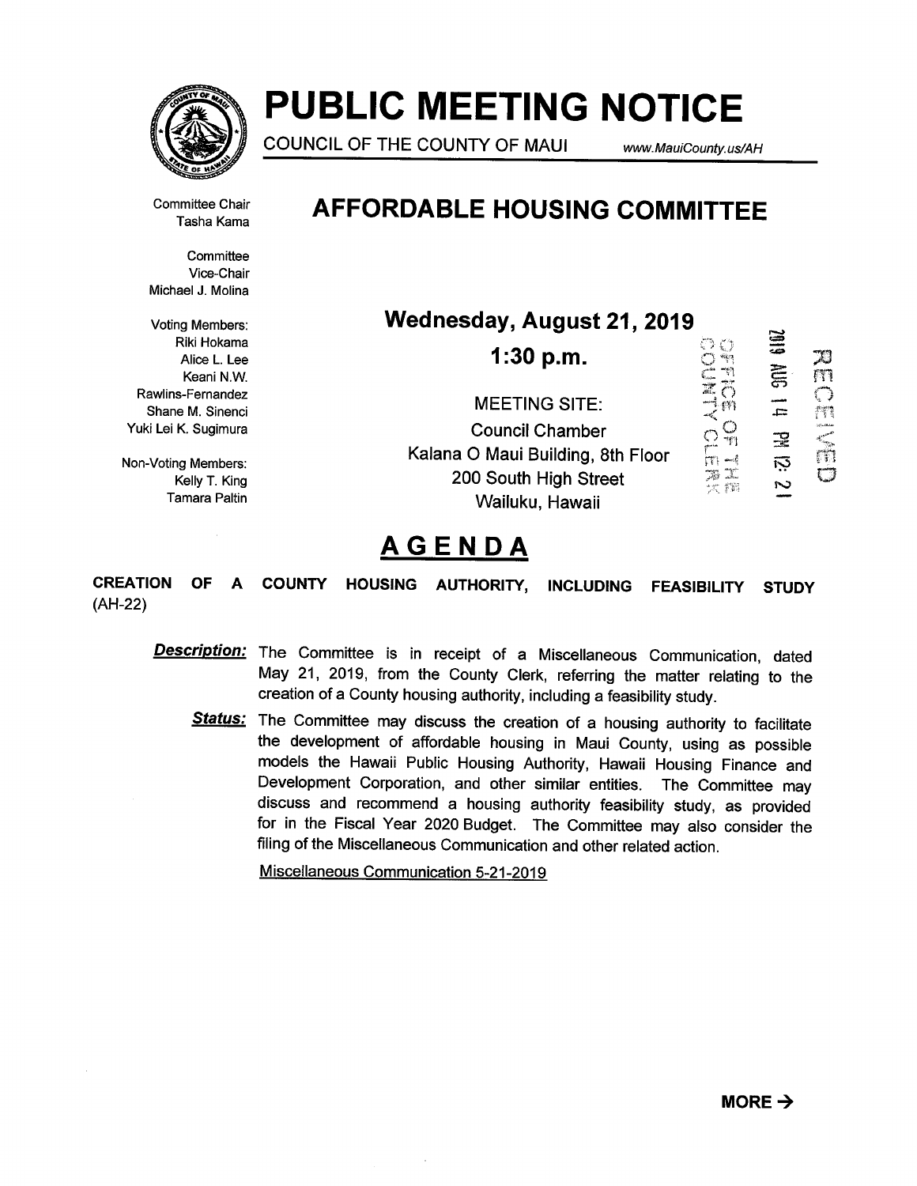# PUBLIC MEETING NOTICE

COUNCIL OF THE COUNTY OF MAUI www.MauiCounty.us/AH

## AFFORDABLE HOUSING COMMITTEE

Committee Chair
Tasha Kama

Committee Vice-Chair
Michael J. Molina

Voting Members:
Riki Hokama
Alice L. Lee
Keani N.W. Rawlins-Fernandez
Shane M. Sinenci
Yuki Lei K. Sugimura

Non-Voting Members:
Kelly T. King
Tamara Paltin

**Wednesday, August 21, 2019**

**1:30 p.m.**

MEETING SITE:
Council Chamber
Kalana O Maui Building, 8th Floor
200 South High Street
Wailuku, Hawaii

OFFICE OF THE COUNTY CLERK
2019 AUG 14 PM 12: 21
RECEIVED

## AGENDA

**CREATION OF A COUNTY HOUSING AUTHORITY, INCLUDING FEASIBILITY STUDY** (AH-22)

***Description:*** The Committee is in receipt of a Miscellaneous Communication, dated May 21, 2019, from the County Clerk, referring the matter relating to the creation of a County housing authority, including a feasibility study.

***Status:*** The Committee may discuss the creation of a housing authority to facilitate the development of affordable housing in Maui County, using as possible models the Hawaii Public Housing Authority, Hawaii Housing Finance and Development Corporation, and other similar entities. The Committee may discuss and recommend a housing authority feasibility study, as provided for in the Fiscal Year 2020 Budget. The Committee may also consider the filing of the Miscellaneous Communication and other related action.

Miscellaneous Communication 5-21-2019

**MORE →**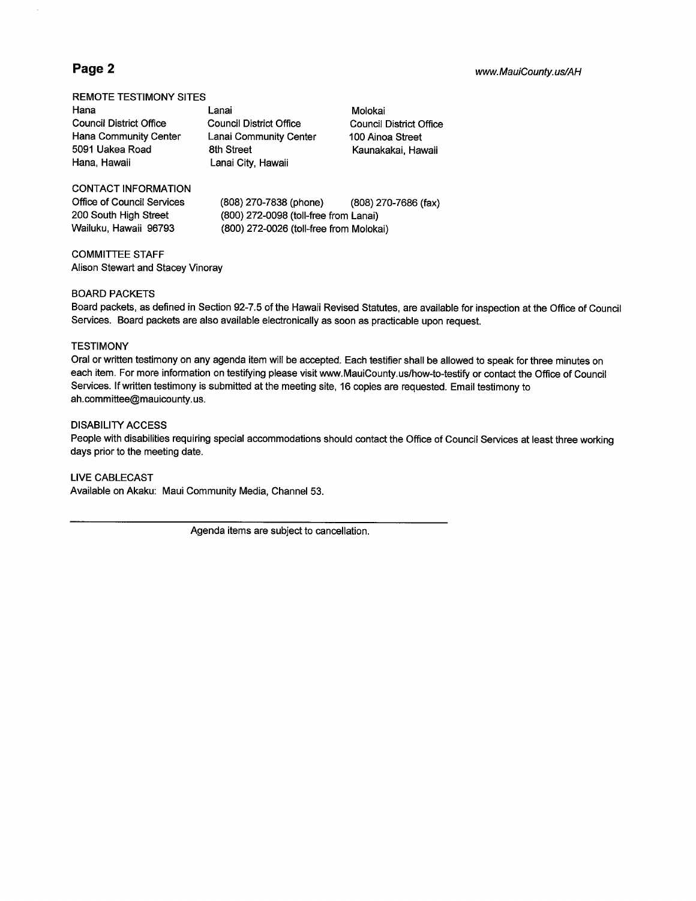## REMOTE TESTIMONY SITES

| Hana | Lanai | Molokai |
|---|---|---|
| Council District Office | Council District Office | Council District Office |
| Hana Community Center | Lanai Community Center | 100 Ainoa Street |
| 5091 Uakea Road | 8th Street | Kaunakakai, Hawaii |
| Hana, Hawaii | Lanai City, Hawaii | |

## CONTACT INFORMATION

| | | |
|---|---|---|
| Office of Council Services | (808) 270-7838 (phone) | (808) 270-7686 (fax) |
| 200 South High Street | (800) 272-0098 (toll-free from Lanai) | |
| Wailuku, Hawaii 96793 | (800) 272-0026 (toll-free from Molokai) | |

## COMMITTEE STAFF

Alison Stewart and Stacey Vinoray

## BOARD PACKETS

Board packets, as defined in Section 92-7.5 of the Hawaii Revised Statutes, are available for inspection at the Office of Council Services. Board packets are also available electronically as soon as practicable upon request.

## TESTIMONY

Oral or written testimony on any agenda item will be accepted. Each testifier shall be allowed to speak for three minutes on each item. For more information on testifying please visit www.MauiCounty.us/how-to-testify or contact the Office of Council Services. If written testimony is submitted at the meeting site, 16 copies are requested. Email testimony to ah.committee@mauicounty.us.

## DISABILITY ACCESS

People with disabilities requiring special accommodations should contact the Office of Council Services at least three working days prior to the meeting date.

## LIVE CABLECAST

Available on Akaku: Maui Community Media, Channel 53.

---

Agenda items are subject to cancellation.